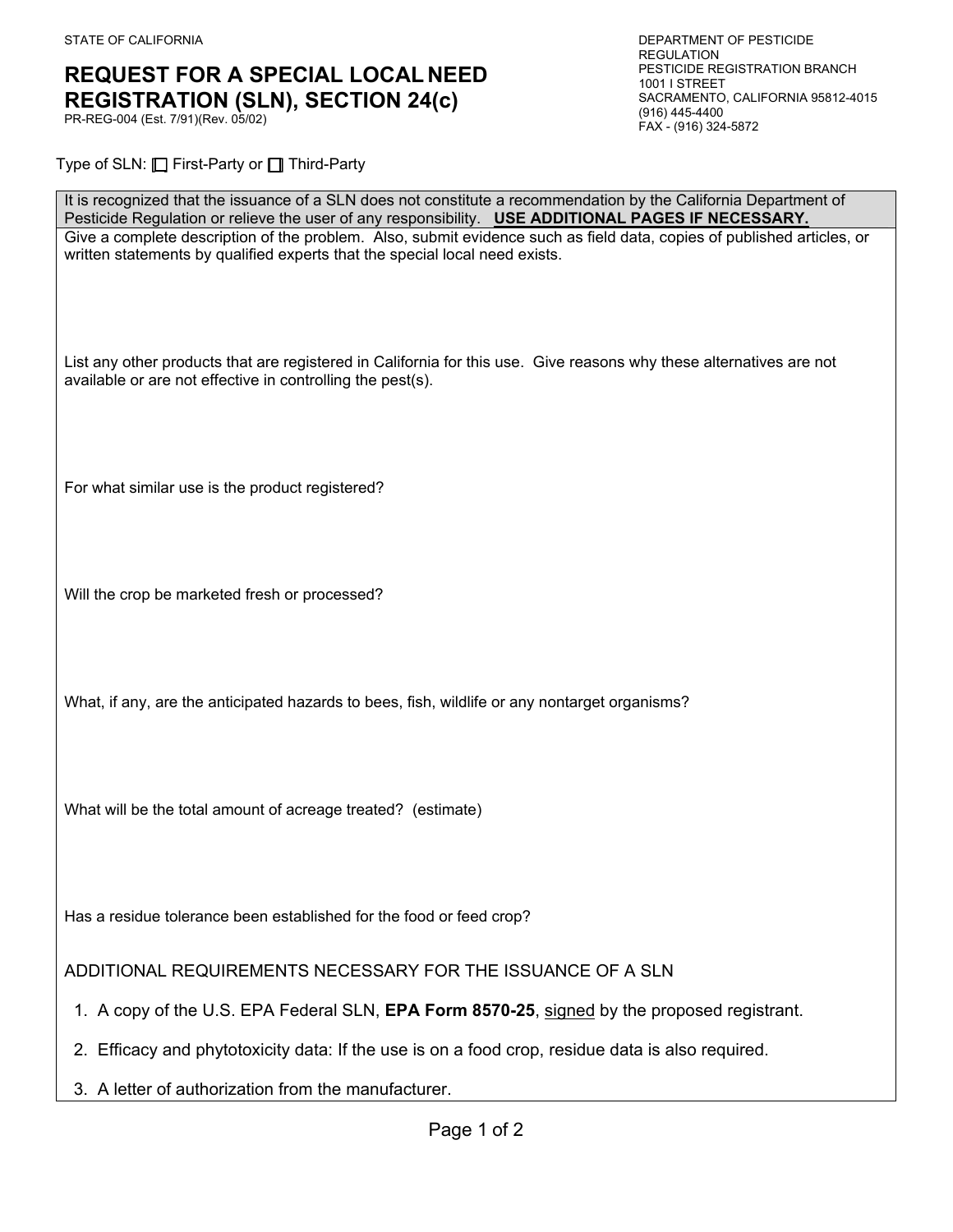STATE OF CALIFORNIA

# REQUEST FOR A SPECIAL LOCAL NEED REGISTRATION (SLN), SECTION 24(c)

PR-REG-004 (Est. 7/91)(Rev. 05/02)

DEPARTMENT OF PESTICIDE REGULATION
PESTICIDE REGISTRATION BRANCH
1001 I STREET
SACRAMENTO, CALIFORNIA 95812-4015
(916) 445-4400
FAX - (916) 324-5872

Type of SLN: ☐ First-Party or ☐ Third-Party

It is recognized that the issuance of a SLN does not constitute a recommendation by the California Department of Pesticide Regulation or relieve the user of any responsibility. **USE ADDITIONAL PAGES IF NECESSARY.**

Give a complete description of the problem. Also, submit evidence such as field data, copies of published articles, or written statements by qualified experts that the special local need exists.

List any other products that are registered in California for this use. Give reasons why these alternatives are not available or are not effective in controlling the pest(s).

For what similar use is the product registered?

Will the crop be marketed fresh or processed?

What, if any, are the anticipated hazards to bees, fish, wildlife or any nontarget organisms?

What will be the total amount of acreage treated? (estimate)

Has a residue tolerance been established for the food or feed crop?

ADDITIONAL REQUIREMENTS NECESSARY FOR THE ISSUANCE OF A SLN

1. A copy of the U.S. EPA Federal SLN, **EPA Form 8570-25**, signed by the proposed registrant.
2. Efficacy and phytotoxicity data: If the use is on a food crop, residue data is also required.
3. A letter of authorization from the manufacturer.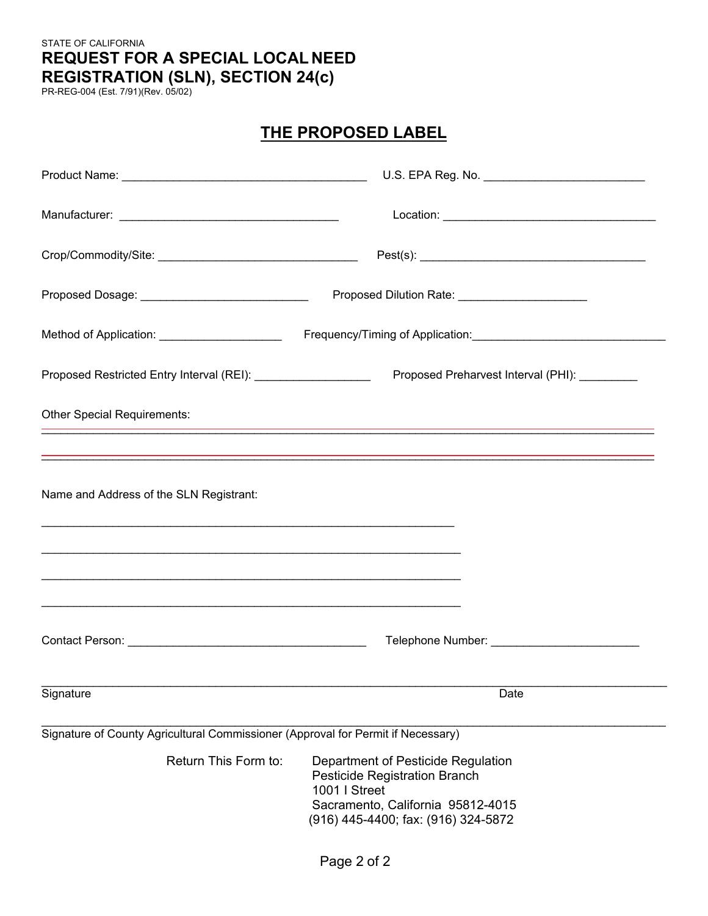STATE OF CALIFORNIA

# REQUEST FOR A SPECIAL LOCAL NEED REGISTRATION (SLN), SECTION 24(c)

PR-REG-004 (Est. 7/91)(Rev. 05/02)

## THE PROPOSED LABEL

Product Name: ______________________________________ U.S. EPA Reg. No. _________________________

Manufacturer: __________________________________ Location: _________________________________

Crop/Commodity/Site: ______________________________ Pest(s): ___________________________________

Proposed Dosage: _________________________ Proposed Dilution Rate: ___________________

Method of Application: __________________ Frequency/Timing of Application:_____________________________

Proposed Restricted Entry Interval (REI): _________________ Proposed Preharvest Interval (PHI): _________

Other Special Requirements:

_____________________________________________________________________________________________

_____________________________________________________________________________________________

Name and Address of the SLN Registrant:

_________________________________________________________________

_________________________________________________________________

_________________________________________________________________

_________________________________________________________________

Contact Person: _____________________________________ Telephone Number: ______________________

_____________________________________________________________________________________________

Signature Date

_____________________________________________________________________________________________

Signature of County Agricultural Commissioner (Approval for Permit if Necessary)

Return This Form to:

Department of Pesticide Regulation
Pesticide Registration Branch
1001 I Street
Sacramento, California 95812-4015
(916) 445-4400; fax: (916) 324-5872